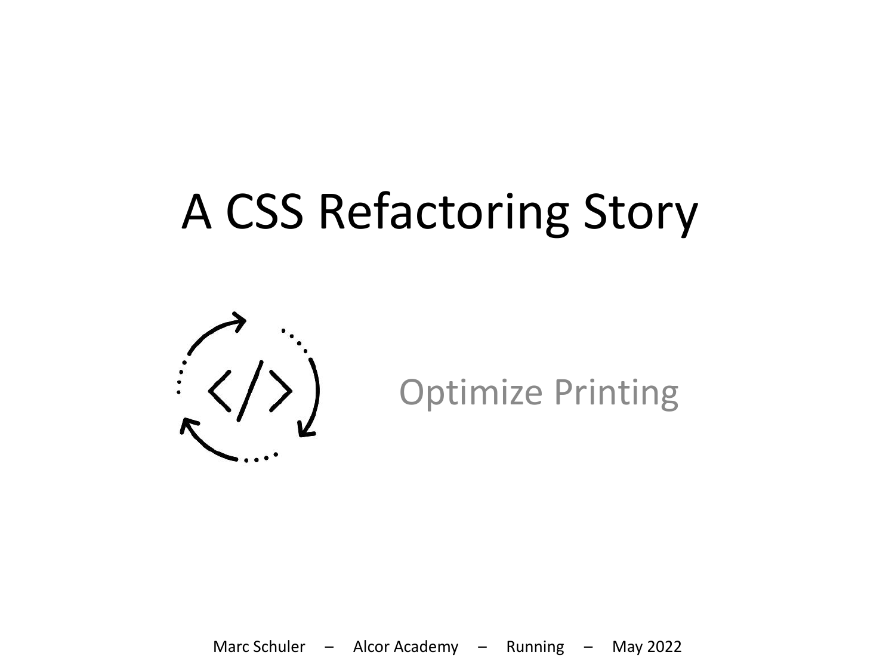# A CSS Refactoring Story

## Optimize Printing

Marc Schuler – Alcor Academy – Running – May 2022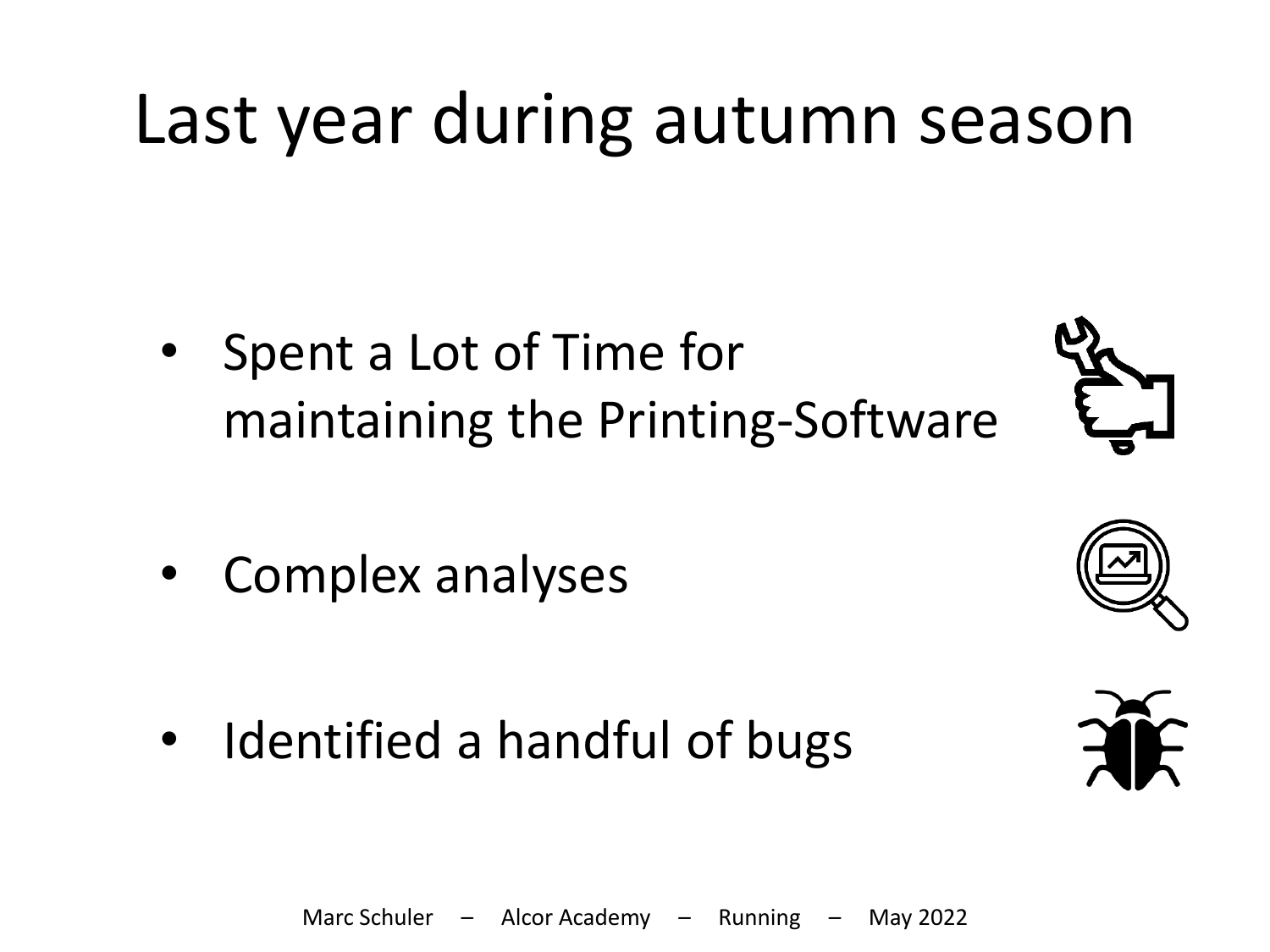# Last year during autumn season

- Spent a Lot of Time for maintaining the Printing-Software
- Complex analyses
- Identified a handful of bugs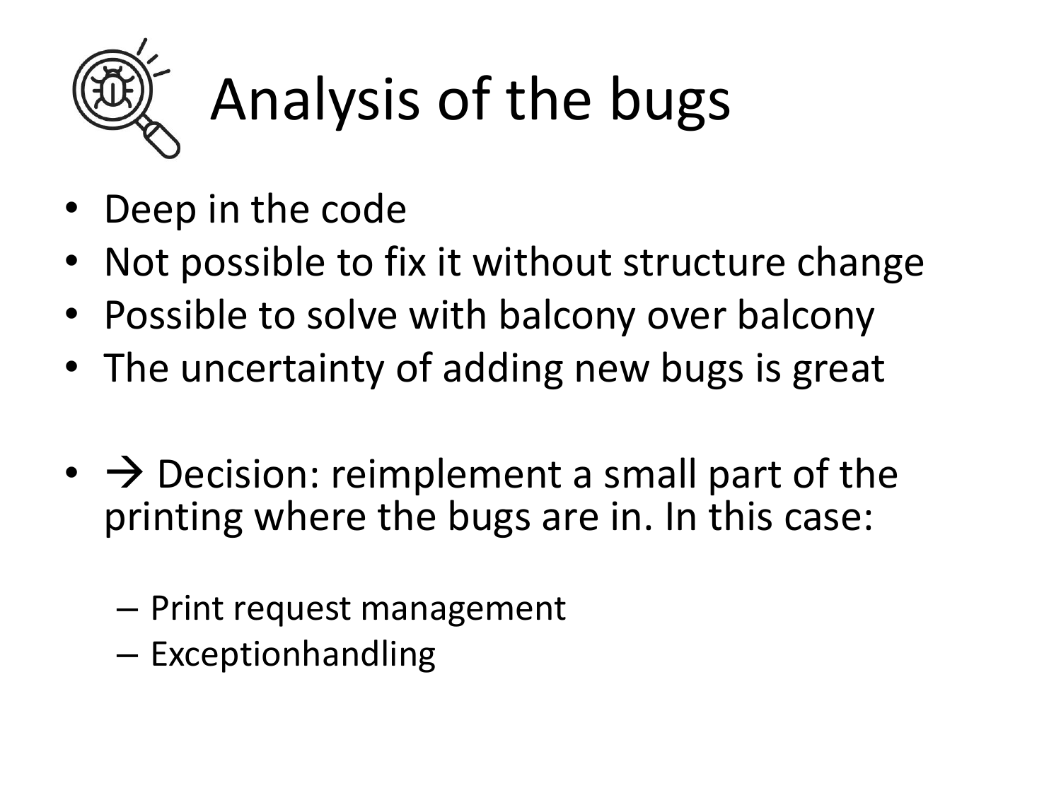# Analysis of the bugs

- Deep in the code
- Not possible to fix it without structure change
- Possible to solve with balcony over balcony
- The uncertainty of adding new bugs is great

- → Decision: reimplement a small part of the printing where the bugs are in. In this case:
  - Print request management
  - Exceptionhandling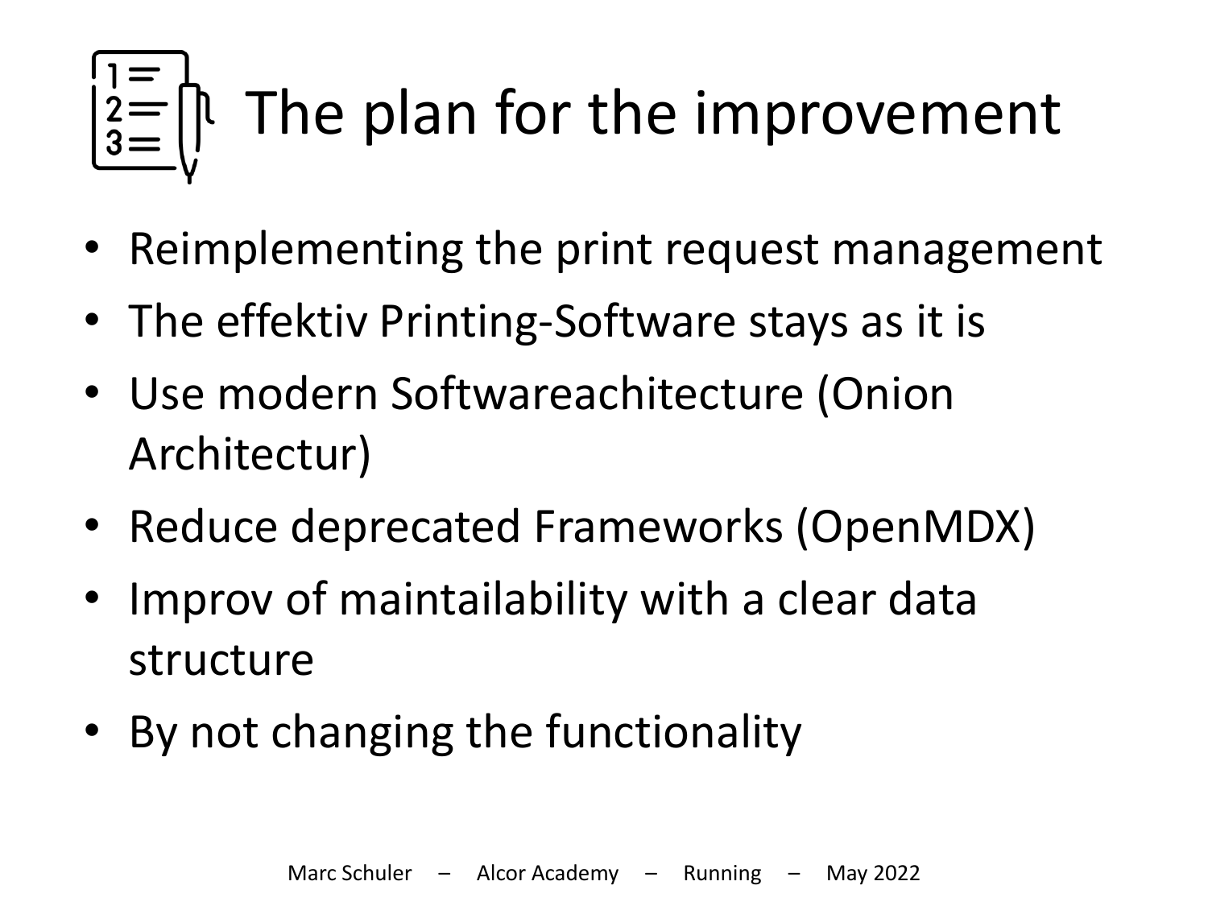# The plan for the improvement

- Reimplementing the print request management
- The effektiv Printing-Software stays as it is
- Use modern Softwareachitecture (Onion Architectur)
- Reduce deprecated Frameworks (OpenMDX)
- Improv of maintailability with a clear data structure
- By not changing the functionality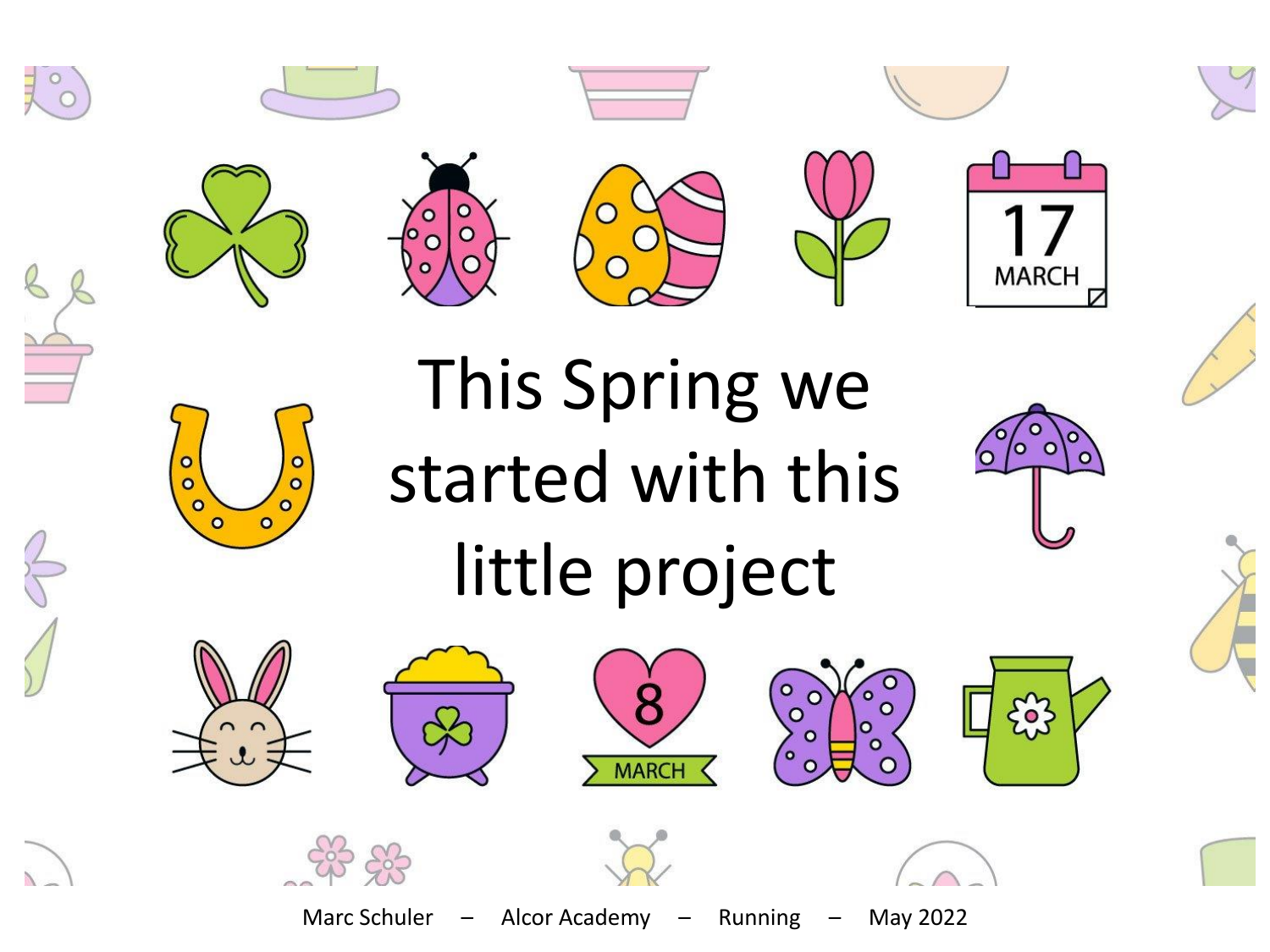# This Spring we started with this little project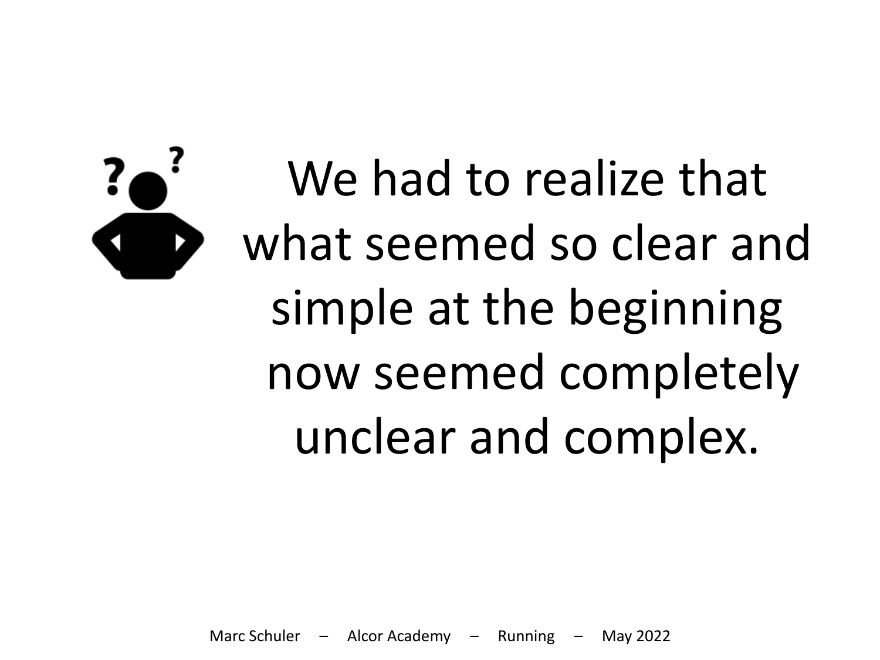We had to realize that what seemed so clear and simple at the beginning now seemed completely unclear and complex.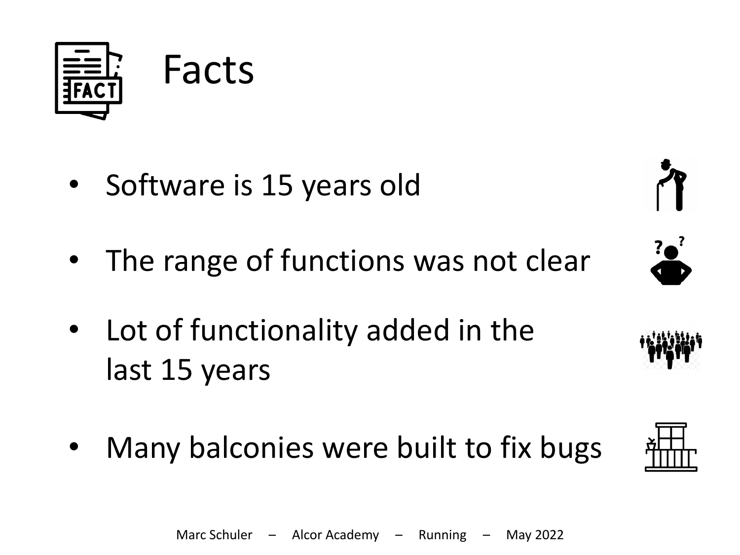# Facts

- Software is 15 years old
- The range of functions was not clear
- Lot of functionality added in the last 15 years
- Many balconies were built to fix bugs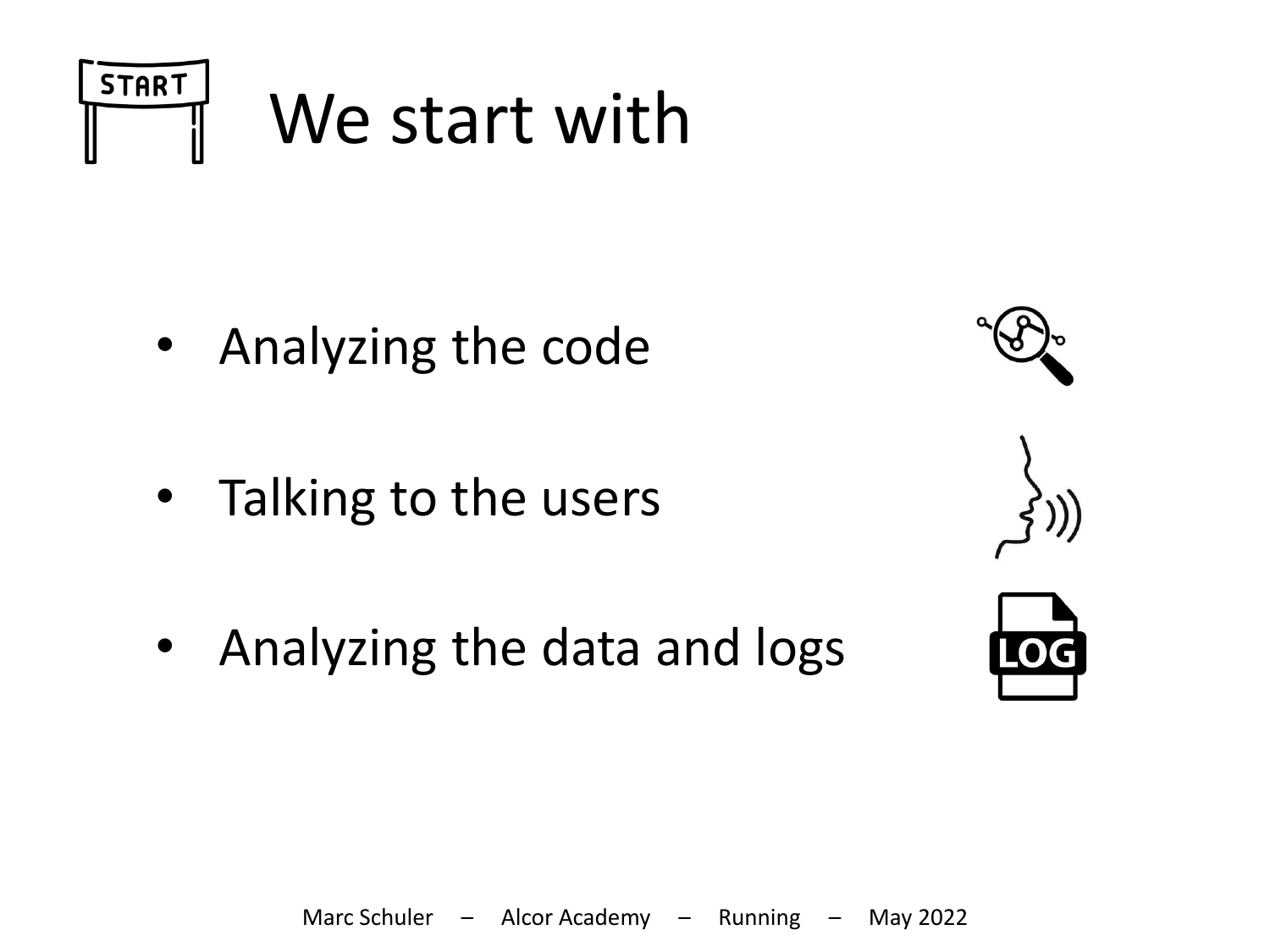# We start with

- Analyzing the code
- Talking to the users
- Analyzing the data and logs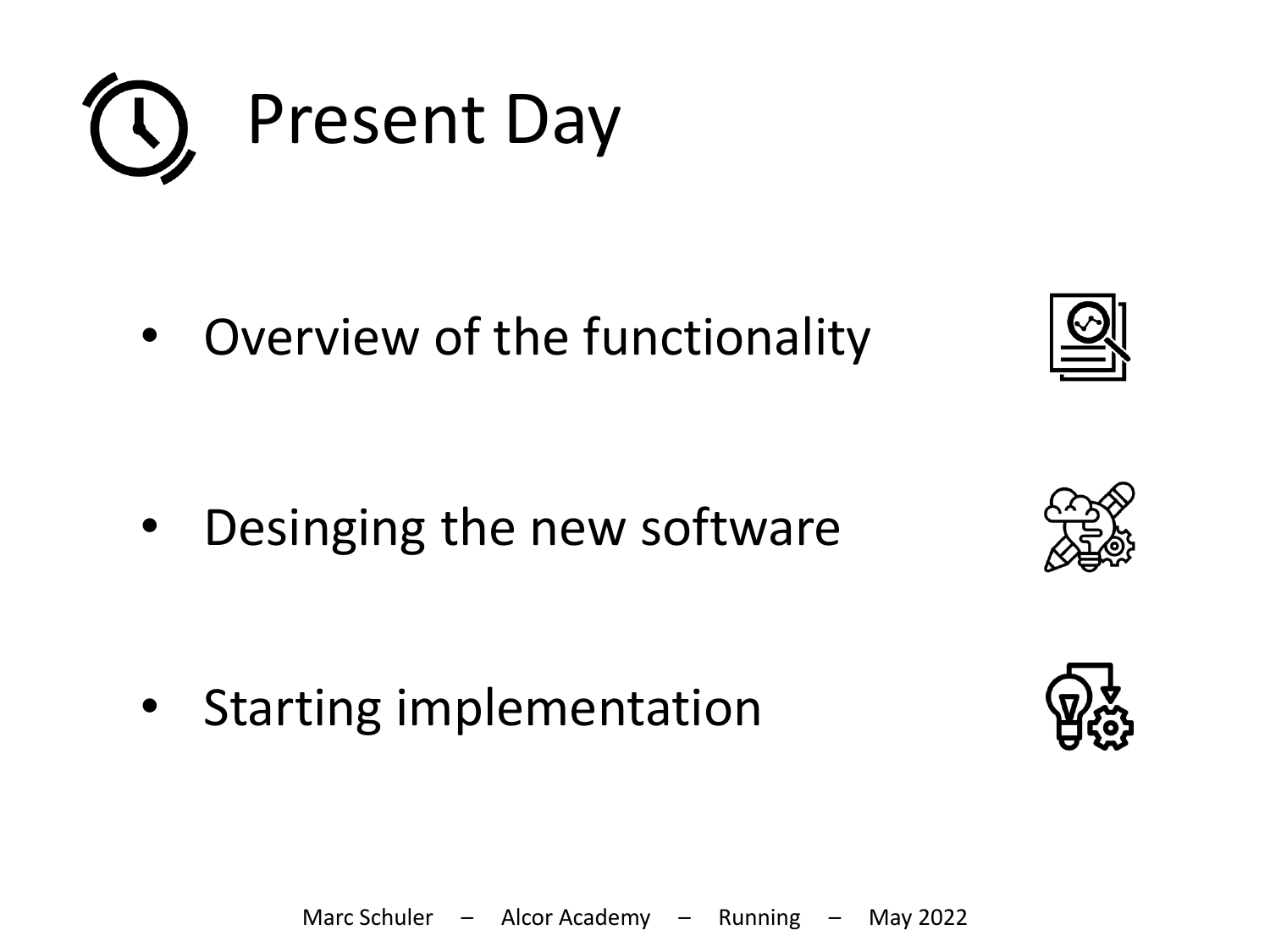# Present Day

- Overview of the functionality
- Desinging the new software
- Starting implementation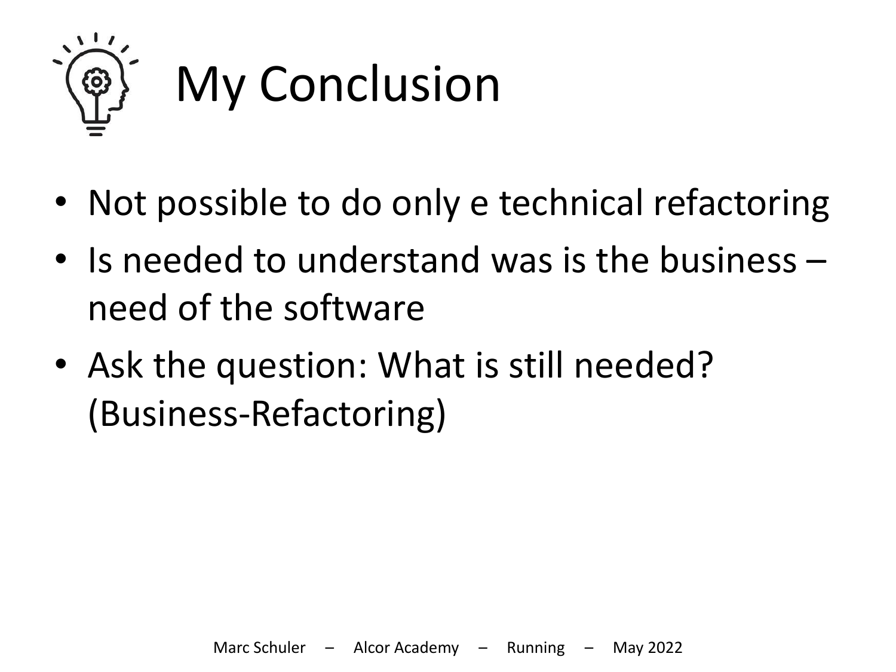# My Conclusion

- Not possible to do only e technical refactoring
- Is needed to understand was is the business – need of the software
- Ask the question: What is still needed? (Business-Refactoring)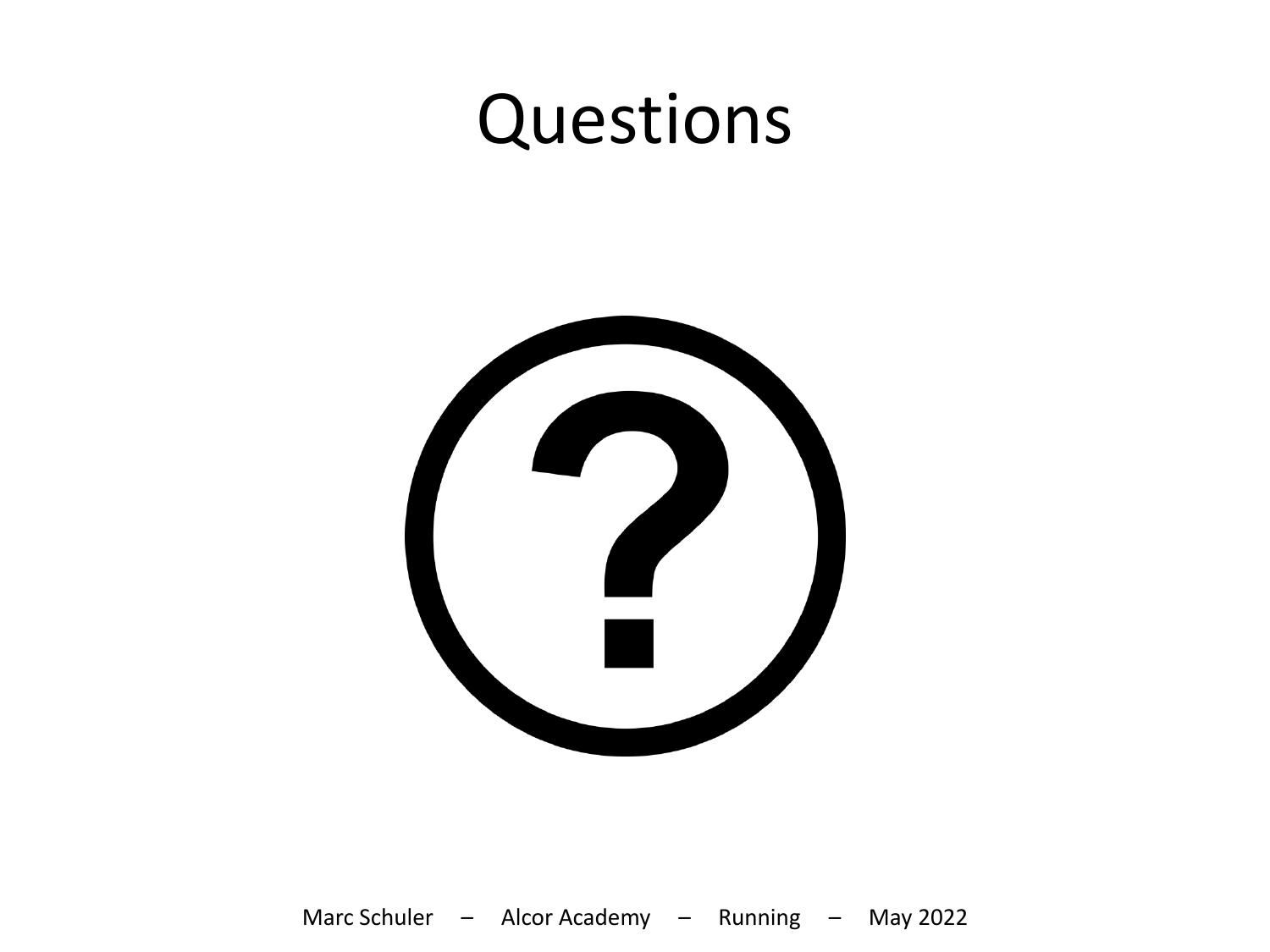# Questions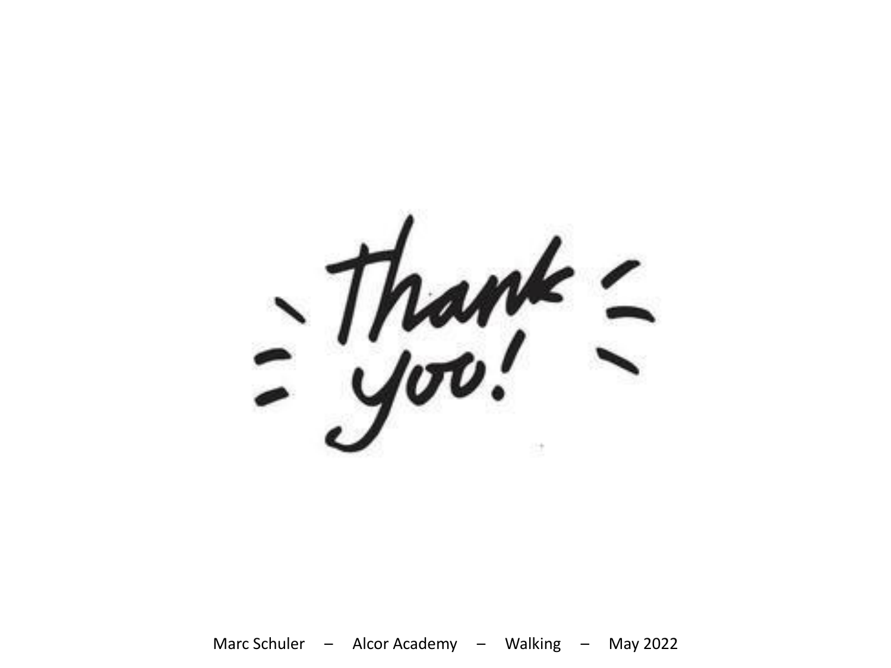Thank you!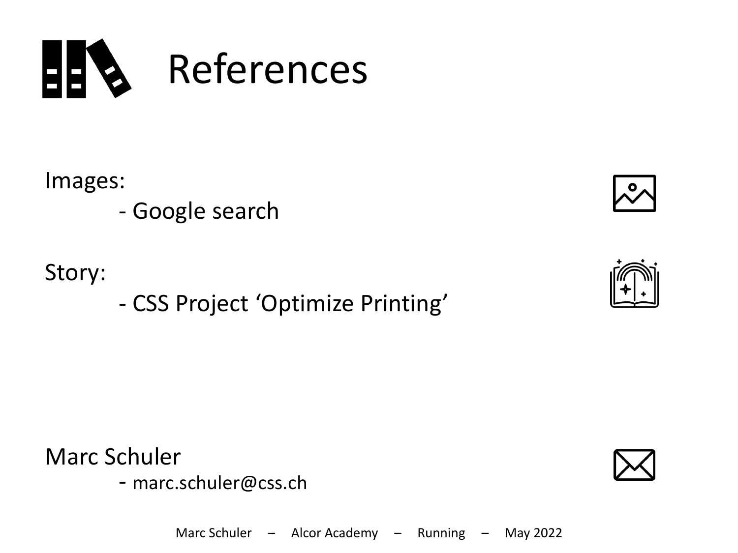# References

Images:

- Google search

Story:

- CSS Project 'Optimize Printing'

Marc Schuler

- marc.schuler@css.ch